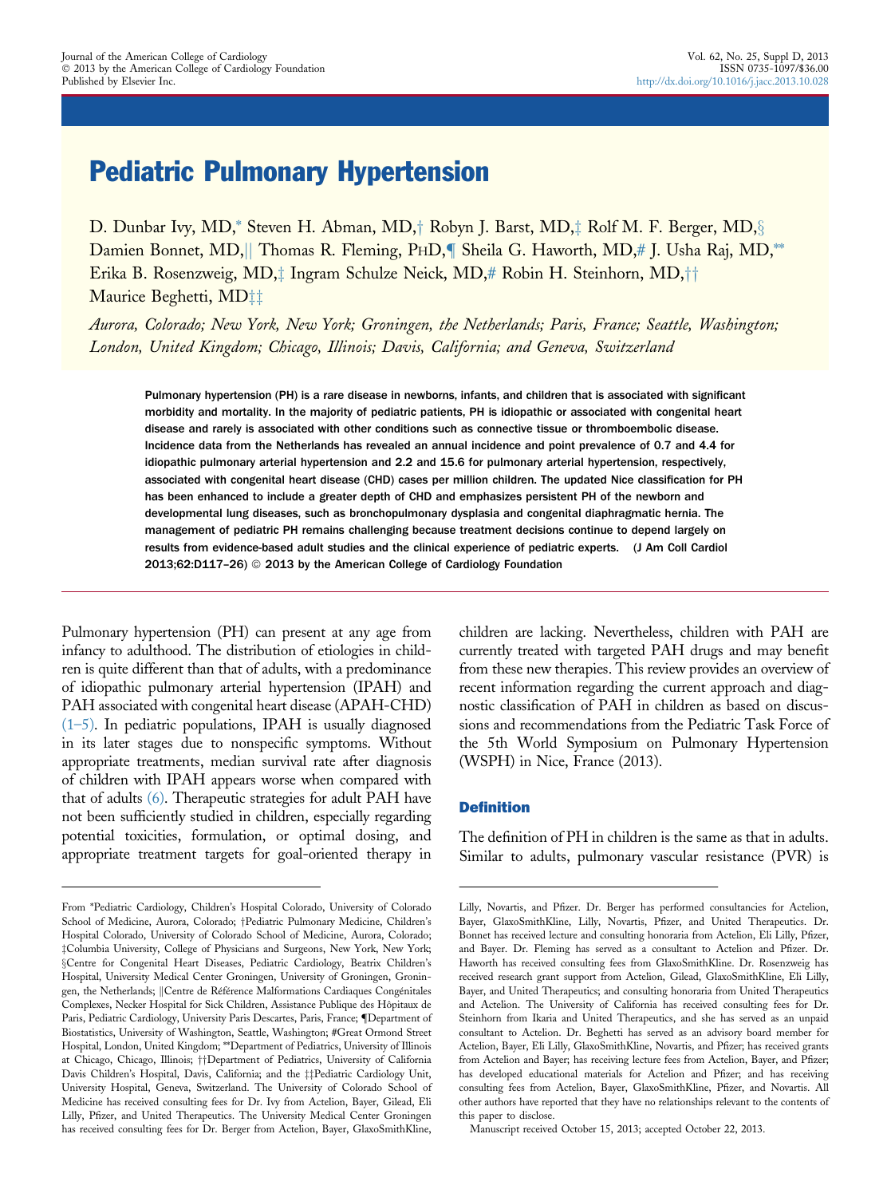# Pediatric Pulmonary Hypertension

D. Dunbar Ivy, MD,* Steven H. Abman, MD,† Robyn J. Barst, MD,‡ Rolf M. F. Berger, MD,§ Damien Bonnet, MD,|| Thomas R. Fleming, PhD,¶ Sheila G. Haworth, MD,# J. Usha Raj, MD,** Erika B. Rosenzweig, MD,‡ Ingram Schulze Neick, MD,# Robin H. Steinhorn, MD,†† Maurice Beghetti, MD‡‡

*Aurora, Colorado; New York, New York; Groningen, the Netherlands; Paris, France; Seattle, Washington; London, United Kingdom; Chicago, Illinois; Davis, California; and Geneva, Switzerland*

**Pulmonary hypertension (PH) is a rare disease in newborns, infants, and children that is associated with significant morbidity and mortality. In the majority of pediatric patients, PH is idiopathic or associated with congenital heart disease and rarely is associated with other conditions such as connective tissue or thromboembolic disease. Incidence data from the Netherlands has revealed an annual incidence and point prevalence of 0.7 and 4.4 for idiopathic pulmonary arterial hypertension and 2.2 and 15.6 for pulmonary arterial hypertension, respectively, associated with congenital heart disease (CHD) cases per million children. The updated Nice classification for PH has been enhanced to include a greater depth of CHD and emphasizes persistent PH of the newborn and developmental lung diseases, such as bronchopulmonary dysplasia and congenital diaphragmatic hernia. The management of pediatric PH remains challenging because treatment decisions continue to depend largely on results from evidence-based adult studies and the clinical experience of pediatric experts. (J Am Coll Cardiol 2013;62:D117–26) © 2013 by the American College of Cardiology Foundation**

Pulmonary hypertension (PH) can present at any age from infancy to adulthood. The distribution of etiologies in children is quite different than that of adults, with a predominance of idiopathic pulmonary arterial hypertension (IPAH) and PAH associated with congenital heart disease (APAH-CHD) (1–5). In pediatric populations, IPAH is usually diagnosed in its later stages due to nonspecific symptoms. Without appropriate treatments, median survival rate after diagnosis of children with IPAH appears worse when compared with that of adults (6). Therapeutic strategies for adult PAH have not been sufficiently studied in children, especially regarding potential toxicities, formulation, or optimal dosing, and appropriate treatment targets for goal-oriented therapy in children are lacking. Nevertheless, children with PAH are currently treated with targeted PAH drugs and may benefit from these new therapies. This review provides an overview of recent information regarding the current approach and diagnostic classification of PAH in children as based on discussions and recommendations from the Pediatric Task Force of the 5th World Symposium on Pulmonary Hypertension (WSPH) in Nice, France (2013).

## Definition

The definition of PH in children is the same as that in adults. Similar to adults, pulmonary vascular resistance (PVR) is

From *Pediatric Cardiology, Children's Hospital Colorado, University of Colorado School of Medicine, Aurora, Colorado; †Pediatric Pulmonary Medicine, Children's Hospital Colorado, University of Colorado School of Medicine, Aurora, Colorado; ‡Columbia University, College of Physicians and Surgeons, New York, New York; §Centre for Congenital Heart Diseases, Pediatric Cardiology, Beatrix Children's Hospital, University Medical Center Groningen, University of Groningen, Groningen, the Netherlands; ||Centre de Référence Malformations Cardiaques Congénitales Complexes, Necker Hospital for Sick Children, Assistance Publique des Hôpitaux de Paris, Pediatric Cardiology, University Paris Descartes, Paris, France; ¶Department of Biostatistics, University of Washington, Seattle, Washington; #Great Ormond Street Hospital, London, United Kingdom; **Department of Pediatrics, University of Illinois at Chicago, Chicago, Illinois; ††Department of Pediatrics, University of California Davis Children's Hospital, Davis, California; and the ‡‡Pediatric Cardiology Unit, University Hospital, Geneva, Switzerland. The University of Colorado School of Medicine has received consulting fees for Dr. Ivy from Actelion, Bayer, Gilead, Eli Lilly, Pfizer, and United Therapeutics. The University Medical Center Groningen has received consulting fees for Dr. Berger from Actelion, Bayer, GlaxoSmithKline, Lilly, Novartis, and Pfizer. Dr. Berger has performed consultancies for Actelion, Bayer, GlaxoSmithKline, Lilly, Novartis, Pfizer. Dr. Bonnet has received lecture and consulting honoraria from Actelion, Eli Lilly, Pfizer, and Bayer. Dr. Fleming has served as a consultant to Actelion and Pfizer. Dr. Haworth has received consulting fees from GlaxoSmithKline. Dr. Rosenzweig has received research grant support from Actelion, Gilead, GlaxoSmithKline, Eli Lilly, Bayer, and United Therapeutics; and consulting honoraria from United Therapeutics and Actelion. The University of California has received consulting fees for Dr. Steinhorn from Ikaria and United Therapeutics, and she has served as an unpaid consultant to Actelion. Dr. Beghetti has served as an advisory board member for Actelion, Bayer, Eli Lilly, GlaxoSmithKline, Novartis, and Pfizer; has received grants from Actelion and Bayer; has receiving lecture fees from Actelion, Bayer, and Pfizer; has developed educational materials for Actelion and Pfizer; and has receiving consulting fees from Actelion, Bayer, GlaxoSmithKline, Pfizer, and Novartis. All other authors have reported that they have no relationships relevant to the contents of this paper to disclose.

Manuscript received October 15, 2013; accepted October 22, 2013.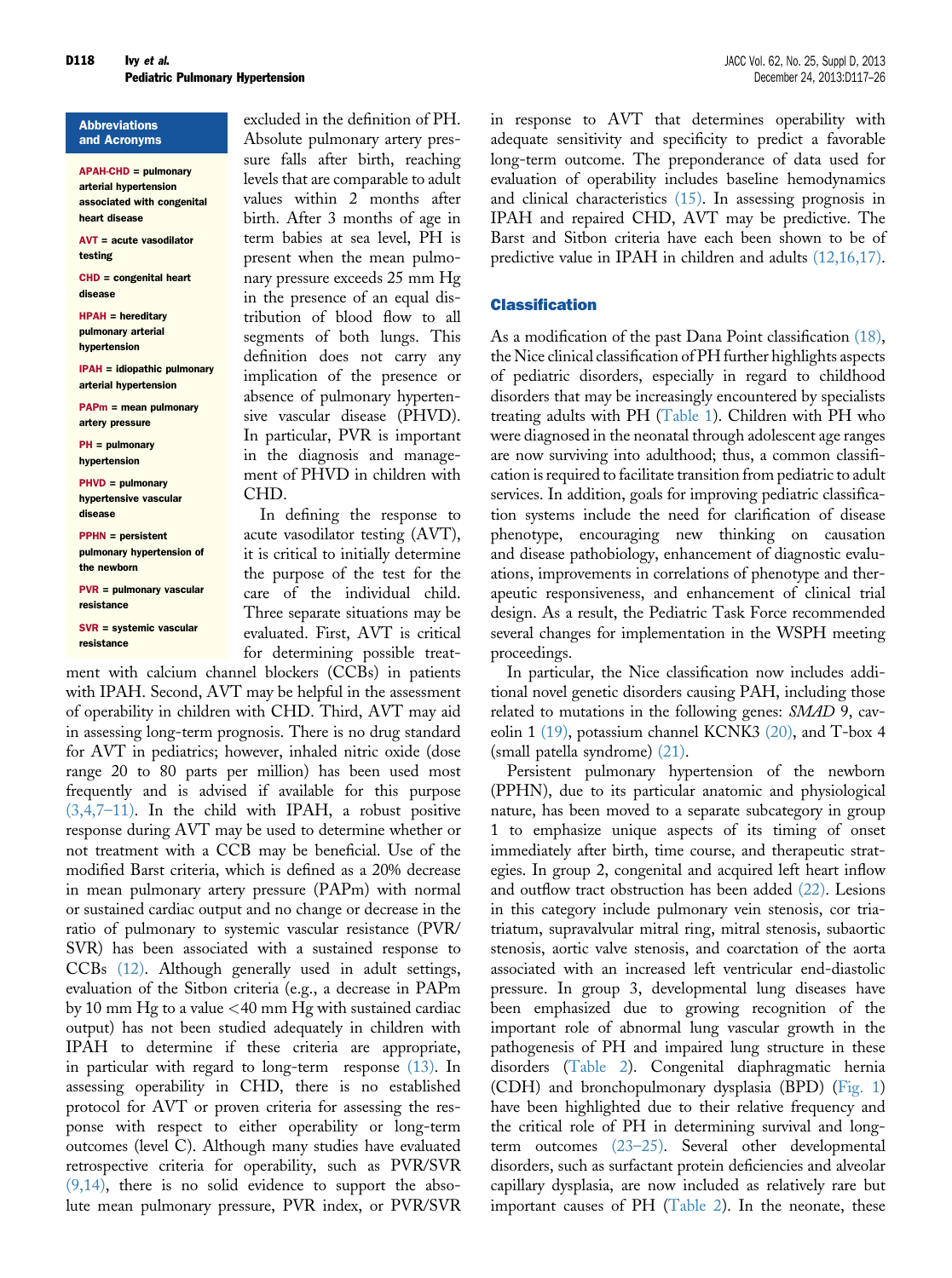**Abbreviations and Acronyms**

**APAH-CHD** = pulmonary arterial hypertension associated with congenital heart disease

**AVT** = acute vasodilator testing

**CHD** = congenital heart disease

**HPAH** = hereditary pulmonary arterial hypertension

**IPAH** = idiopathic pulmonary arterial hypertension

**PAPm** = mean pulmonary artery pressure

**PH** = pulmonary hypertension

**PHVD** = pulmonary hypertensive vascular disease

**PPHN** = persistent pulmonary hypertension of the newborn

**PVR** = pulmonary vascular resistance

**SVR** = systemic vascular resistance

excluded in the definition of PH. Absolute pulmonary artery pressure falls after birth, reaching levels that are comparable to adult values within 2 months after birth. After 3 months of age in term babies at sea level, PH is present when the mean pulmonary pressure exceeds 25 mm Hg in the presence of an equal distribution of blood flow to all segments of both lungs. This definition does not carry any implication of the presence or absence of pulmonary hypertensive vascular disease (PHVD). In particular, PVR is important in the diagnosis and management of PHVD in children with CHD.

In defining the response to acute vasodilator testing (AVT), it is critical to initially determine the purpose of the test for the care of the individual child. Three separate situations may be evaluated. First, AVT is critical for determining possible treatment with calcium channel blockers (CCBs) in patients with IPAH. Second, AVT may be helpful in the assessment of operability in children with CHD. Third, AVT may aid in assessing long-term prognosis. There is no drug standard for AVT in pediatrics; however, inhaled nitric oxide (dose range 20 to 80 parts per million) has been used most frequently and is advised if available for this purpose (3,4,7–11). In the child with IPAH, a robust positive response during AVT may be used to determine whether or not treatment with a CCB may be beneficial. Use of the modified Barst criteria, which is defined as a 20% decrease in mean pulmonary artery pressure (PAPm) with normal or sustained cardiac output and no change or decrease in the ratio of pulmonary to systemic vascular resistance (PVR/SVR) has been associated with a sustained response to CCBs (12). Although generally used in adult settings, evaluation of the Sitbon criteria (e.g., a decrease in PAPm by 10 mm Hg to a value <40 mm Hg with sustained cardiac output) has not been studied adequately in children with IPAH to determine if these criteria are appropriate, in particular with regard to long-term response (13). In assessing operability in CHD, there is no established protocol for AVT or proven criteria for assessing the response with respect to either operability or long-term outcomes (level C). Although many studies have evaluated retrospective criteria for operability, such as PVR/SVR (9,14), there is no solid evidence to support the absolute mean pulmonary pressure, PVR index, or PVR/SVR in response to AVT that determines operability with adequate sensitivity and specificity to predict a favorable long-term outcome. The preponderance of data used for evaluation of operability includes baseline hemodynamics and clinical characteristics (15). In assessing prognosis in IPAH and repaired CHD, AVT may be predictive. The Barst and Sitbon criteria have each been shown to be of predictive value in IPAH in children and adults (12,16,17).

## Classification

As a modification of the past Dana Point classification (18), the Nice clinical classification of PH further highlights aspects of pediatric disorders, especially in regard to childhood disorders that may be increasingly encountered by specialists treating adults with PH (Table 1). Children with PH who were diagnosed in the neonatal through adolescent age ranges are now surviving into adulthood; thus, a common classification is required to facilitate transition from pediatric to adult services. In addition, goals for improving pediatric classification systems include the need for clarification of disease phenotype, encouraging new thinking on causation and disease pathobiology, enhancement of diagnostic evaluations, improvements in correlations of phenotype and therapeutic responsiveness, and enhancement of clinical trial design. As a result, the Pediatric Task Force recommended several changes for implementation in the WSPH meeting proceedings.

In particular, the Nice classification now includes additional novel genetic disorders causing PAH, including those related to mutations in the following genes: *SMAD* 9, caveolin 1 (19), potassium channel KCNK3 (20), and T-box 4 (small patella syndrome) (21).

Persistent pulmonary hypertension of the newborn (PPHN), due to its particular anatomic and physiological nature, has been moved to a separate subcategory in group 1 to emphasize unique aspects of its timing of onset immediately after birth, time course, and therapeutic strategies. In group 2, congenital and acquired left heart inflow and outflow tract obstruction has been added (22). Lesions in this category include pulmonary vein stenosis, cor triatriatum, supravalvular mitral ring, mitral stenosis, subaortic stenosis, aortic valve stenosis, and coarctation of the aorta associated with an increased left ventricular end-diastolic pressure. In group 3, developmental lung diseases have been emphasized due to growing recognition of the important role of abnormal lung vascular growth in the pathogenesis of PH and impaired lung structure in these disorders (Table 2). Congenital diaphragmatic hernia (CDH) and bronchopulmonary dysplasia (BPD) (Fig. 1) have been highlighted due to their relative frequency and the critical role of PH in determining survival and long-term outcomes (23–25). Several other developmental disorders, such as surfactant protein deficiencies and alveolar capillary dysplasia, are now included as relatively rare but important causes of PH (Table 2). In the neonate, these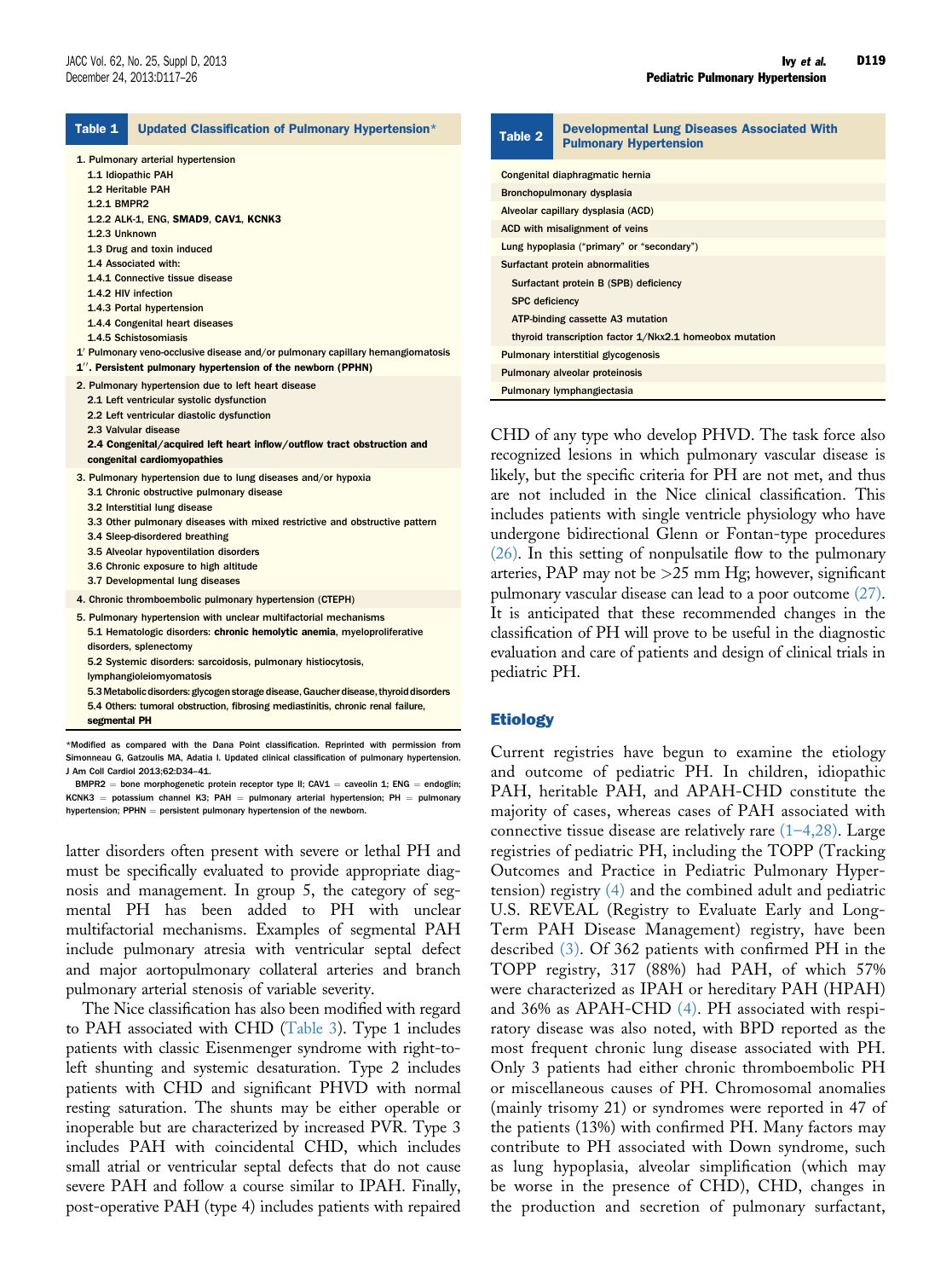**Table 1 Updated Classification of Pulmonary Hypertension***

| |
|---|
| 1. Pulmonary arterial hypertension |
| 1.1 Idiopathic PAH |
| 1.2 Heritable PAH |
| 1.2.1 BMPR2 |
| 1.2.2 ALK-1, ENG, **SMAD9**, **CAV1**, **KCNK3** |
| 1.2.3 Unknown |
| 1.3 Drug and toxin induced |
| 1.4 Associated with: |
| 1.4.1 Connective tissue disease |
| 1.4.2 HIV infection |
| 1.4.3 Portal hypertension |
| 1.4.4 Congenital heart diseases |
| 1.4.5 Schistosomiasis |
| 1′ Pulmonary veno-occlusive disease and/or pulmonary capillary hemangiomatosis |
| **1″. Persistent pulmonary hypertension of the newborn (PPHN)** |
| 2. Pulmonary hypertension due to left heart disease |
| 2.1 Left ventricular systolic dysfunction |
| 2.2 Left ventricular diastolic dysfunction |
| 2.3 Valvular disease |
| **2.4 Congenital/acquired left heart inflow/outflow tract obstruction and congenital cardiomyopathies** |
| 3. Pulmonary hypertension due to lung diseases and/or hypoxia |
| 3.1 Chronic obstructive pulmonary disease |
| 3.2 Interstitial lung disease |
| 3.3 Other pulmonary diseases with mixed restrictive and obstructive pattern |
| 3.4 Sleep-disordered breathing |
| 3.5 Alveolar hypoventilation disorders |
| 3.6 Chronic exposure to high altitude |
| 3.7 Developmental lung diseases |
| 4. Chronic thromboembolic pulmonary hypertension (CTEPH) |
| 5. Pulmonary hypertension with unclear multifactorial mechanisms |
| 5.1 Hematologic disorders: **chronic hemolytic anemia**, myeloproliferative disorders, splenectomy |
| 5.2 Systemic disorders: sarcoidosis, pulmonary histiocytosis, lymphangioleiomyomatosis |
| 5.3 Metabolic disorders: glycogen storage disease, Gaucher disease, thyroid disorders |
| 5.4 Others: tumoral obstruction, fibrosing mediastinitis, chronic renal failure, **segmental PH** |

*Modified as compared with the Dana Point classification. Reprinted with permission from Simonneau G, Gatzoulis MA, Adatia I. Updated clinical classification of pulmonary hypertension. J Am Coll Cardiol 2013;62:D34–41.

BMPR2 = bone morphogenetic protein receptor type II; CAV1 = caveolin 1; ENG = endoglin; KCNK3 = potassium channel K3; PAH = pulmonary arterial hypertension; PH = pulmonary hypertension; PPHN = persistent pulmonary hypertension of the newborn.

latter disorders often present with severe or lethal PH and must be specifically evaluated to provide appropriate diagnosis and management. In group 5, the category of segmental PH has been added to PH with unclear multifactorial mechanisms. Examples of segmental PAH include pulmonary atresia with ventricular septal defect and major aortopulmonary collateral arteries and branch pulmonary arterial stenosis of variable severity.

The Nice classification has also been modified with regard to PAH associated with CHD (Table 3). Type 1 includes patients with classic Eisenmenger syndrome with right-to-left shunting and systemic desaturation. Type 2 includes patients with CHD and significant PHVD with normal resting saturation. The shunts may be either operable or inoperable but are characterized by increased PVR. Type 3 includes PAH with coincidental CHD, which includes small atrial or ventricular septal defects that do not cause severe PAH and follow a course similar to IPAH. Finally, post-operative PAH (type 4) includes patients with repaired CHD of any type who develop PHVD. The task force also recognized lesions in which pulmonary vascular disease is likely, but the specific criteria for PH are not met, and thus are not included in the Nice clinical classification. This includes patients with single ventricle physiology who have undergone bidirectional Glenn or Fontan-type procedures (26). In this setting of nonpulsatile flow to the pulmonary arteries, PAP may not be >25 mm Hg; however, significant pulmonary vascular disease can lead to a poor outcome (27). It is anticipated that these recommended changes in the classification of PH will prove to be useful in the diagnostic evaluation and care of patients and design of clinical trials in pediatric PH.

**Table 2 Developmental Lung Diseases Associated With Pulmonary Hypertension**

| |
|---|
| Congenital diaphragmatic hernia |
| Bronchopulmonary dysplasia |
| Alveolar capillary dysplasia (ACD) |
| ACD with misalignment of veins |
| Lung hypoplasia ("primary" or "secondary") |
| Surfactant protein abnormalities |
| Surfactant protein B (SPB) deficiency |
| SPC deficiency |
| ATP-binding cassette A3 mutation |
| thyroid transcription factor 1/Nkx2.1 homeobox mutation |
| Pulmonary interstitial glycogenosis |
| Pulmonary alveolar proteinosis |
| Pulmonary lymphangiectasia |

## Etiology

Current registries have begun to examine the etiology and outcome of pediatric PH. In children, idiopathic PAH, heritable PAH, and APAH-CHD constitute the majority of cases, whereas cases of PAH associated with connective tissue disease are relatively rare (1–4,28). Large registries of pediatric PH, including the TOPP (Tracking Outcomes and Practice in Pediatric Pulmonary Hypertension) registry (4) and the combined adult and pediatric U.S. REVEAL (Registry to Evaluate Early and Long-Term PAH Disease Management) registry, have been described (3). Of 362 patients with confirmed PH in the TOPP registry, 317 (88%) had PAH, of which 57% were characterized as IPAH or hereditary PAH (HPAH) and 36% as APAH-CHD (4). PH associated with respiratory disease was also noted, with BPD reported as the most frequent chronic lung disease associated with PH. Only 3 patients had either chronic thromboembolic PH or miscellaneous causes of PH. Chromosomal anomalies (mainly trisomy 21) or syndromes were reported in 47 of the patients (13%) with confirmed PH. Many factors may contribute to PH associated with Down syndrome, such as lung hypoplasia, alveolar simplification (which may be worse in the presence of CHD), CHD, changes in the production and secretion of pulmonary surfactant,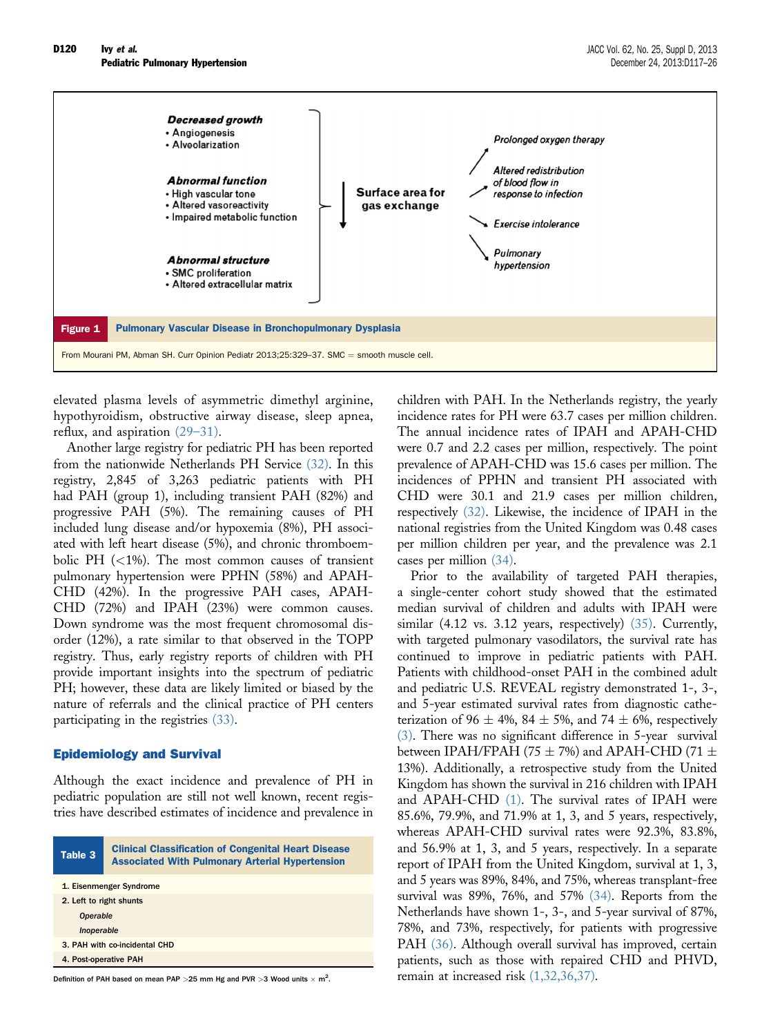**Decreased growth**
- Angiogenesis
- Alveolarization

**Abnormal function**
- High vascular tone
- Altered vasoreactivity
- Impaired metabolic function

**Abnormal structure**
- SMC proliferation
- Altered extracellular matrix

↓ Surface area for gas exchange

↗ Prolonged oxygen therapy

↗ Altered redistribution of blood flow in response to infection

↘ Exercise intolerance

↘ Pulmonary hypertension

**Figure 1** Pulmonary Vascular Disease in Bronchopulmonary Dysplasia

From Mourani PM, Abman SH. Curr Opinion Pediatr 2013;25:329–37. SMC = smooth muscle cell.

elevated plasma levels of asymmetric dimethyl arginine, hypothyroidism, obstructive airway disease, sleep apnea, reflux, and aspiration (29–31).

Another large registry for pediatric PH has been reported from the nationwide Netherlands PH Service (32). In this registry, 2,845 of 3,263 pediatric patients with PH had PAH (group 1), including transient PAH (82%) and progressive PAH (5%). The remaining causes of PH included lung disease and/or hypoxemia (8%), PH associated with left heart disease (5%), and chronic thromboembolic PH (<1%). The most common causes of transient pulmonary hypertension were PPHN (58%) and APAH-CHD (42%). In the progressive PAH cases, APAH-CHD (72%) and IPAH (23%) were common causes. Down syndrome was the most frequent chromosomal disorder (12%), a rate similar to that observed in the TOPP registry. Thus, early registry reports of children with PH provide important insights into the spectrum of pediatric PH; however, these data are likely limited or biased by the nature of referrals and the clinical practice of PH centers participating in the registries (33).

## Epidemiology and Survival

Although the exact incidence and prevalence of PH in pediatric population are still not well known, recent registries have described estimates of incidence and prevalence in children with PAH. In the Netherlands registry, the yearly incidence rates for PH were 63.7 cases per million children. The annual incidence rates of IPAH and APAH-CHD were 0.7 and 2.2 cases per million, respectively. The point prevalence of APAH-CHD was 15.6 cases per million. The incidences of PPHN and transient PH associated with CHD were 30.1 and 21.9 cases per million children, respectively (32). Likewise, the incidence of IPAH in the national registries from the United Kingdom was 0.48 cases per million children per year, and the prevalence was 2.1 cases per million (34).

Prior to the availability of targeted PAH therapies, a single-center cohort study showed that the estimated median survival of children and adults with IPAH were similar (4.12 vs. 3.12 years, respectively) (35). Currently, with targeted pulmonary vasodilators, the survival rate has continued to improve in pediatric patients with PAH. Patients with childhood-onset PAH in the combined adult and pediatric U.S. REVEAL registry demonstrated 1-, 3-, and 5-year estimated survival rates from diagnostic catheterization of 96 ± 4%, 84 ± 5%, and 74 ± 6%, respectively (3). There was no significant difference in 5-year survival between IPAH/FPAH (75 ± 7%) and APAH-CHD (71 ± 13%). Additionally, a retrospective study from the United Kingdom has shown the survival in 216 children with IPAH and APAH-CHD (1). The survival rates of IPAH were 85.6%, 79.9%, and 71.9% at 1, 3, and 5 years, respectively, whereas APAH-CHD survival rates were 92.3%, 83.8%, and 56.9% at 1, 3, and 5 years, respectively. In a separate report of IPAH from the United Kingdom, survival at 1, 3, and 5 years was 89%, 84%, and 75%, whereas transplant-free survival was 89%, 76%, and 57% (34). Reports from the Netherlands have shown 1-, 3-, and 5-year survival of 87%, 78%, and 73%, respectively, for patients with progressive PAH (36). Although overall survival has improved, certain patients, such as those with repaired CHD and PHVD, remain at increased risk (1,32,36,37).

**Table 3** Clinical Classification of Congenital Heart Disease Associated With Pulmonary Arterial Hypertension

| |
|---|
| 1. Eisenmenger Syndrome |
| 2. Left to right shunts |
| *Operable* |
| *Inoperable* |
| 3. PAH with co-incidental CHD |
| 4. Post-operative PAH |

Definition of PAH based on mean PAP >25 mm Hg and PVR >3 Wood units × $m^2$.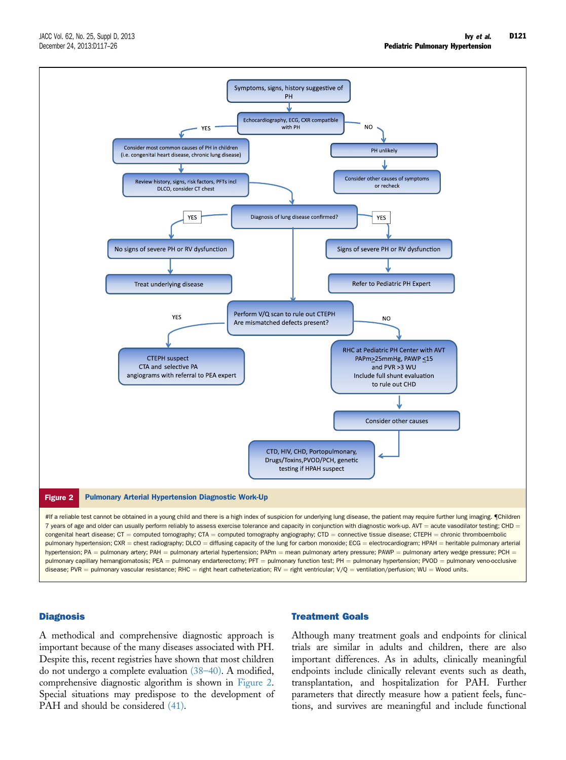Symptoms, signs, history suggestive of PH

Echocardiography, ECG, CXR compatible with PH

- YES → Consider most common causes of PH in children (i.e. congenital heart disease, chronic lung disease) → Review history, signs, risk factors, PFTs incl DLCO, consider CT chest → Diagnosis of lung disease confirmed?
  - YES → No signs of severe PH or RV dysfunction → Treat underlying disease
  - YES → Signs of severe PH or RV dysfunction → Refer to Pediatric PH Expert
  - → Perform V/Q scan to rule out CTEPH. Are mismatched defects present?
    - YES → CTEPH suspect. CTA and selective PA angiograms with referral to PEA expert
    - NO → RHC at Pediatric PH Center with AVT. PAPm≥25mmHg, PAWP ≤15 and PVR >3 WU. Include full shunt evaluation to rule out CHD → Consider other causes → CTD, HIV, CHD, Portopulmonary, Drugs/Toxins, PVOD/PCH, genetic testing if HPAH suspect
- NO → PH unlikely → Consider other causes of symptoms or recheck

**Figure 2 Pulmonary Arterial Hypertension Diagnostic Work-Up**

#If a reliable test cannot be obtained in a young child and there is a high index of suspicion for underlying lung disease, the patient may require further lung imaging. ¶Children 7 years of age and older can usually perform reliably to assess exercise tolerance and capacity in conjunction with diagnostic work-up. AVT = acute vasodilator testing; CHD = congenital heart disease; CT = computed tomography; CTA = computed tomography angiography; CTD = connective tissue disease; CTEPH = chronic thromboembolic pulmonary hypertension; CXR = chest radiography; DLCO = diffusing capacity of the lung for carbon monoxide; ECG = electrocardiogram; HPAH = heritable pulmonary arterial hypertension; PA = pulmonary artery; PAH = pulmonary arterial hypertension; PAPm = mean pulmonary artery pressure; PAWP = pulmonary artery wedge pressure; PCH = pulmonary capillary hemangiomatosis; PEA = pulmonary endarterectomy; PFT = pulmonary function test; PH = pulmonary hypertension; PVOD = pulmonary veno-occlusive disease; PVR = pulmonary vascular resistance; RHC = right heart catheterization; RV = right ventricular; V/Q = ventilation/perfusion; WU = Wood units.

## Diagnosis

A methodical and comprehensive diagnostic approach is important because of the many diseases associated with PH. Despite this, recent registries have shown that most children do not undergo a complete evaluation (38–40). A modified, comprehensive diagnostic algorithm is shown in Figure 2. Special situations may predispose to the development of PAH and should be considered (41).

## Treatment Goals

Although many treatment goals and endpoints for clinical trials are similar in adults and children, there are also important differences. As in adults, clinically meaningful endpoints include clinically relevant events such as death, transplantation, and hospitalization for PAH. Further parameters that directly measure how a patient feels, functions, and survives are meaningful and include functional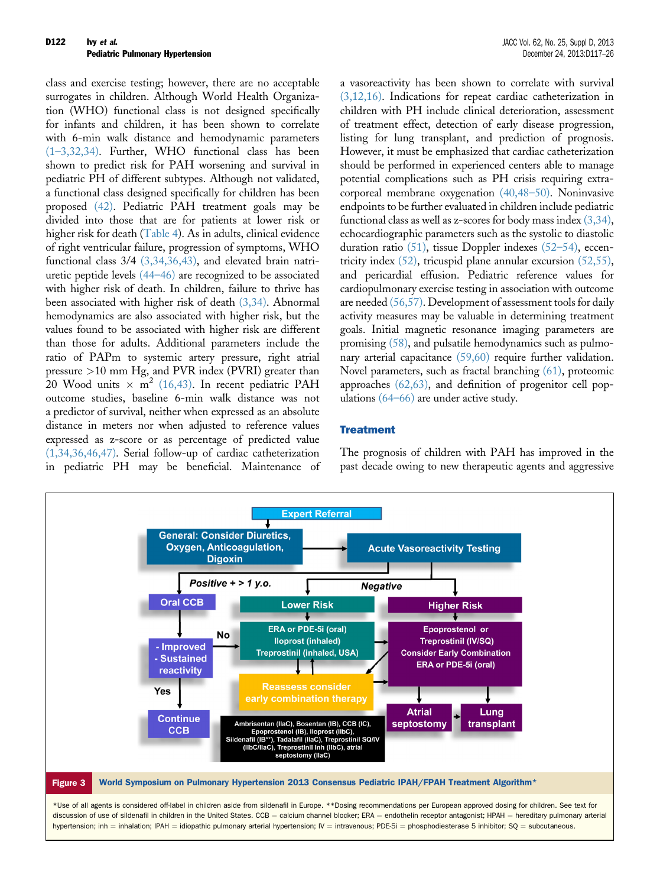class and exercise testing; however, there are no acceptable surrogates in children. Although World Health Organization (WHO) functional class is not designed specifically for infants and children, it has been shown to correlate with 6-min walk distance and hemodynamic parameters (1–3,32,34). Further, WHO functional class has been shown to predict risk for PAH worsening and survival in pediatric PH of different subtypes. Although not validated, a functional class designed specifically for children has been proposed (42). Pediatric PAH treatment goals may be divided into those that are for patients at lower risk or higher risk for death (Table 4). As in adults, clinical evidence of right ventricular failure, progression of symptoms, WHO functional class 3/4 (3,34,36,43), and elevated brain natriuretic peptide levels (44–46) are recognized to be associated with higher risk of death. In children, failure to thrive has been associated with higher risk of death (3,34). Abnormal hemodynamics are also associated with higher risk, but the values found to be associated with higher risk are different than those for adults. Additional parameters include the ratio of PAPm to systemic artery pressure, right atrial pressure >10 mm Hg, and PVR index (PVRI) greater than 20 Wood units × $m^2$ (16,43). In recent pediatric PAH outcome studies, baseline 6-min walk distance was not a predictor of survival, neither when expressed as an absolute distance in meters nor when adjusted to reference values expressed as z-score or as percentage of predicted value (1,34,36,46,47). Serial follow-up of cardiac catheterization in pediatric PH may be beneficial. Maintenance of a vasoreactivity has been shown to correlate with survival (3,12,16). Indications for repeat cardiac catheterization in children with PH include clinical deterioration, assessment of treatment effect, detection of early disease progression, listing for lung transplant, and prediction of prognosis. However, it must be emphasized that cardiac catheterization should be performed in experienced centers able to manage potential complications such as PH crisis requiring extracorporeal membrane oxygenation (40,48–50). Noninvasive endpoints to be further evaluated in children include pediatric functional class as well as z-scores for body mass index (3,34), echocardiographic parameters such as the systolic to diastolic duration ratio (51), tissue Doppler indexes (52–54), eccentricity index (52), tricuspid plane annular excursion (52,55), and pericardial effusion. Pediatric reference values for cardiopulmonary exercise testing in association with outcome are needed (56,57). Development of assessment tools for daily activity measures may be valuable in determining treatment goals. Initial magnetic resonance imaging parameters are promising (58), and pulsatile hemodynamics such as pulmonary arterial capacitance (59,60) require further validation. Novel parameters, such as fractal branching (61), proteomic approaches (62,63), and definition of progenitor cell populations (64–66) are under active study.

## Treatment

The prognosis of children with PAH has improved in the past decade owing to new therapeutic agents and aggressive

Expert Referral → General: Consider Diuretics, Oxygen, Anticoagulation, Digoxin → Acute Vasoreactivity Testing

- Positive + > 1 y.o. → Oral CCB → Improved / Sustained reactivity
  - Yes → Continue CCB
  - No → Lower Risk pathway
- Negative → Lower Risk / Higher Risk
  - Lower Risk → ERA or PDE-5i (oral), Iloprost (inhaled), Treprostinil (inhaled, USA) ↔ Reassess consider early combination therapy
  - Higher Risk → Epoprostenol or Treprostinil (IV/SQ), Consider Early Combination ERA or PDE-5i (oral) → Atrial septostomy → Lung transplant

Ambrisentan (IIaC), Bosentan (IB), CCB (IC), Epoprostenol (IB), Iloprost (IIbC), Sildenafil (IB**), Tadalafil (IIaC), Treprostinil SQ/IV (IIbC/IIaC), Treprostinil Inh (IIbC), atrial septostomy (IIaC)

**Figure 3** World Symposium on Pulmonary Hypertension 2013 Consensus Pediatric IPAH/FPAH Treatment Algorithm*

*Use of all agents is considered off-label in children aside from sildenafil in Europe. **Dosing recommendations per European approved dosing for children. See text for discussion of use of sildenafil in children in the United States. CCB = calcium channel blocker; ERA = endothelin receptor antagonist; HPAH = hereditary pulmonary arterial hypertension; inh = inhalation; IPAH = idiopathic pulmonary arterial hypertension; IV = intravenous; PDE-5i = phosphodiesterase 5 inhibitor; SQ = subcutaneous.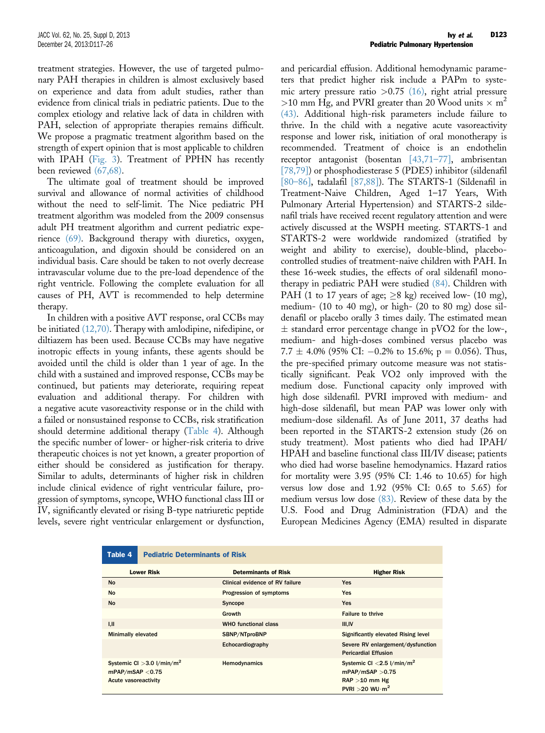treatment strategies. However, the use of targeted pulmonary PAH therapies in children is almost exclusively based on experience and data from adult studies, rather than evidence from clinical trials in pediatric patients. Due to the complex etiology and relative lack of data in children with PAH, selection of appropriate therapies remains difficult. We propose a pragmatic treatment algorithm based on the strength of expert opinion that is most applicable to children with IPAH (Fig. 3). Treatment of PPHN has recently been reviewed (67,68).

The ultimate goal of treatment should be improved survival and allowance of normal activities of childhood without the need to self-limit. The Nice pediatric PH treatment algorithm was modeled from the 2009 consensus adult PH treatment algorithm and current pediatric experience (69). Background therapy with diuretics, oxygen, anticoagulation, and digoxin should be considered on an individual basis. Care should be taken to not overly decrease intravascular volume due to the pre-load dependence of the right ventricle. Following the complete evaluation for all causes of PH, AVT is recommended to help determine therapy.

In children with a positive AVT response, oral CCBs may be initiated (12,70). Therapy with amlodipine, nifedipine, or diltiazem has been used. Because CCBs may have negative inotropic effects in young infants, these agents should be avoided until the child is older than 1 year of age. In the child with a sustained and improved response, CCBs may be continued, but patients may deteriorate, requiring repeat evaluation and additional therapy. For children with a negative acute vasoreactivity response or in the child with a failed or nonsustained response to CCBs, risk stratification should determine additional therapy (Table 4). Although the specific number of lower- or higher-risk criteria to drive therapeutic choices is not yet known, a greater proportion of either should be considered as justification for therapy. Similar to adults, determinants of higher risk in children include clinical evidence of right ventricular failure, progression of symptoms, syncope, WHO functional class III or IV, significantly elevated or rising B-type natriuretic peptide levels, severe right ventricular enlargement or dysfunction, and pericardial effusion. Additional hemodynamic parameters that predict higher risk include a PAPm to systemic artery pressure ratio >0.75 (16), right atrial pressure >10 mm Hg, and PVRI greater than 20 Wood units × $m^2$ (43). Additional high-risk parameters include failure to thrive. In the child with a negative acute vasoreactivity response and lower risk, initiation of oral monotherapy is recommended. Treatment of choice is an endothelin receptor antagonist (bosentan [43,71–77], ambrisentan [78,79]) or phosphodiesterase 5 (PDE5) inhibitor (sildenafil [80–86], tadalafil [87,88]). The STARTS-1 (Sildenafil in Treatment-Naive Children, Aged 1–17 Years, With Pulmonary Arterial Hypertension) and STARTS-2 sildenafil trials have received recent regulatory attention and were actively discussed at the WSPH meeting. STARTS-1 and STARTS-2 were worldwide randomized (stratified by weight and ability to exercise), double-blind, placebo-controlled studies of treatment-naive children with PAH. In these 16-week studies, the effects of oral sildenafil monotherapy in pediatric PAH were studied (84). Children with PAH (1 to 17 years of age; ≥8 kg) received low- (10 mg), medium- (10 to 40 mg), or high- (20 to 80 mg) dose sildenafil or placebo orally 3 times daily. The estimated mean ± standard error percentage change in pVO2 for the low-, medium- and high-doses combined versus placebo was 7.7 ± 4.0% (95% CI: −0.2% to 15.6%; p = 0.056). Thus, the pre-specified primary outcome measure was not statistically significant. Peak VO2 only improved with the medium dose. Functional capacity only improved with high dose sildenafil. PVRI improved with medium- and high-dose sildenafil, but mean PAP was lower only with medium-dose sildenafil. As of June 2011, 37 deaths had been reported in the STARTS-2 extension study (26 on study treatment). Most patients who died had IPAH/HPAH and baseline functional class III/IV disease; patients who died had worse baseline hemodynamics. Hazard ratios for mortality were 3.95 (95% CI: 1.46 to 10.65) for high versus low dose and 1.92 (95% CI: 0.65 to 5.65) for medium versus low dose (83). Review of these data by the U.S. Food and Drug Administration (FDA) and the European Medicines Agency (EMA) resulted in disparate

**Table 4 Pediatric Determinants of Risk**

| Lower Risk | Determinants of Risk | Higher Risk |
|---|---|---|
| No | Clinical evidence of RV failure | Yes |
| No | Progression of symptoms | Yes |
| No | Syncope | Yes |
| | Growth | Failure to thrive |
| I,II | WHO functional class | III,IV |
| Minimally elevated | SBNP/NTproBNP | Significantly elevated Rising level |
| | Echocardiography | Severe RV enlargement/dysfunction<br>Pericardial Effusion |
| Systemic CI >3.0 l/min/$m^2$<br>mPAP/mSAP <0.75<br>Acute vasoreactivity | Hemodynamics | Systemic CI <2.5 l/min/$m^2$<br>mPAP/mSAP >0.75<br>RAP >10 mm Hg<br>PVRI >20 WU·$m^2$ |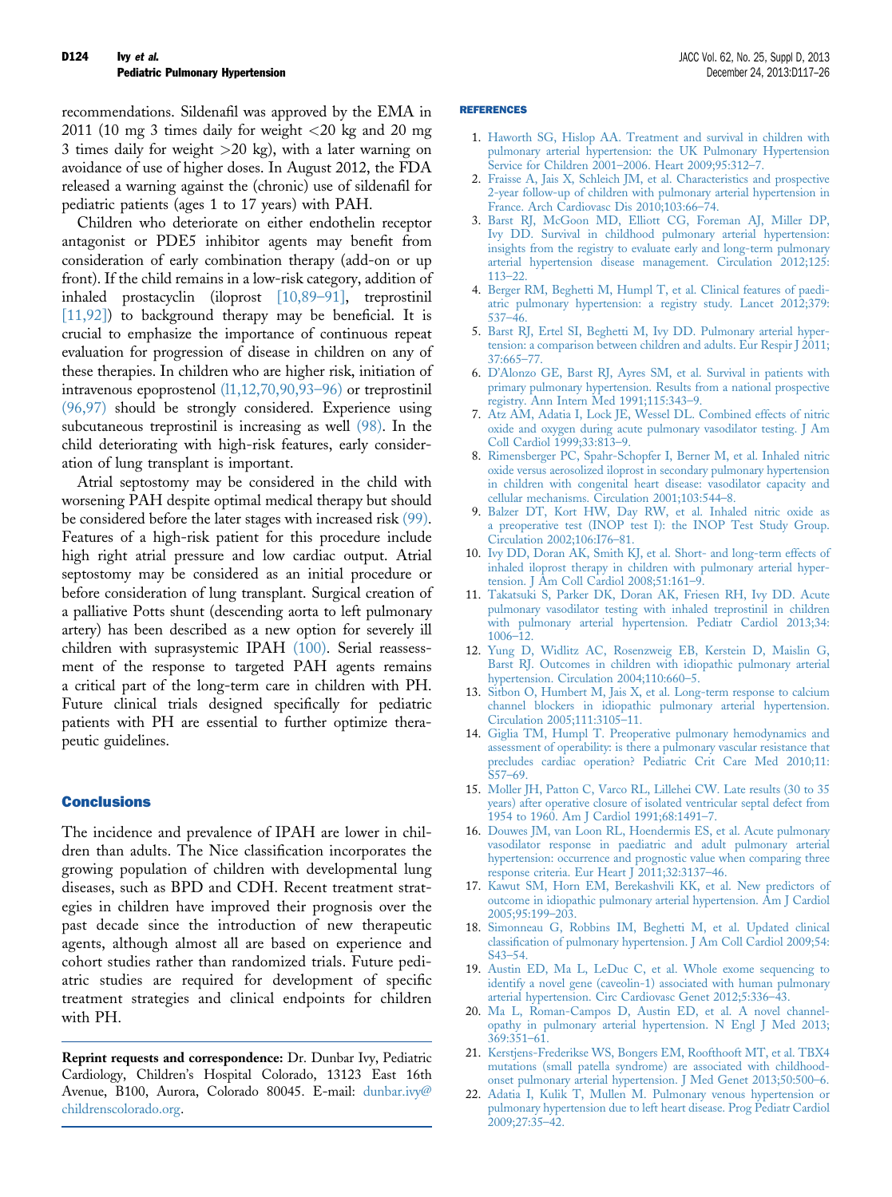recommendations. Sildenafil was approved by the EMA in 2011 (10 mg 3 times daily for weight <20 kg and 20 mg 3 times daily for weight >20 kg), with a later warning on avoidance of use of higher doses. In August 2012, the FDA released a warning against the (chronic) use of sildenafil for pediatric patients (ages 1 to 17 years) with PAH.

Children who deteriorate on either endothelin receptor antagonist or PDE5 inhibitor agents may benefit from consideration of early combination therapy (add-on or up front). If the child remains in a low-risk category, addition of inhaled prostacyclin (iloprost [10,89–91], treprostinil [11,92]) to background therapy may be beneficial. It is crucial to emphasize the importance of continuous repeat evaluation for progression of disease in children on any of these therapies. In children who are higher risk, initiation of intravenous epoprostenol (11,12,70,90,93–96) or treprostinil (96,97) should be strongly considered. Experience using subcutaneous treprostinil is increasing as well (98). In the child deteriorating with high-risk features, early consideration of lung transplant is important.

Atrial septostomy may be considered in the child with worsening PAH despite optimal medical therapy but should be considered before the later stages with increased risk (99). Features of a high-risk patient for this procedure include high right atrial pressure and low cardiac output. Atrial septostomy may be considered as an initial procedure or before consideration of lung transplant. Surgical creation of a palliative Potts shunt (descending aorta to left pulmonary artery) has been described as a new option for severely ill children with suprasystemic IPAH (100). Serial reassessment of the response to targeted PAH agents remains a critical part of the long-term care in children with PH. Future clinical trials designed specifically for pediatric patients with PH are essential to further optimize therapeutic guidelines.

## Conclusions

The incidence and prevalence of IPAH are lower in children than adults. The Nice classification incorporates the growing population of children with developmental lung diseases, such as BPD and CDH. Recent treatment strategies in children have improved their prognosis over the past decade since the introduction of new therapeutic agents, although almost all are based on experience and cohort studies rather than randomized trials. Future pediatric studies are required for development of specific treatment strategies and clinical endpoints for children with PH.

**Reprint requests and correspondence:** Dr. Dunbar Ivy, Pediatric Cardiology, Children's Hospital Colorado, 13123 East 16th Avenue, B100, Aurora, Colorado 80045. E-mail: dunbar.ivy@childrenscolorado.org.

## REFERENCES

1. Haworth SG, Hislop AA. Treatment and survival in children with pulmonary arterial hypertension: the UK Pulmonary Hypertension Service for Children 2001–2006. Heart 2009;95:312–7.
2. Fraisse A, Jais X, Schleich JM, et al. Characteristics and prospective 2-year follow-up of children with pulmonary arterial hypertension in France. Arch Cardiovasc Dis 2010;103:66–74.
3. Barst RJ, McGoon MD, Elliott CG, Foreman AJ, Miller DP, Ivy DD. Survival in childhood pulmonary arterial hypertension: insights from the registry to evaluate early and long-term pulmonary arterial hypertension disease management. Circulation 2012;125:113–22.
4. Berger RM, Beghetti M, Humpl T, et al. Clinical features of paediatric pulmonary hypertension: a registry study. Lancet 2012;379:537–46.
5. Barst RJ, Ertel SI, Beghetti M, Ivy DD. Pulmonary arterial hypertension: a comparison between children and adults. Eur Respir J 2011;37:665–77.
6. D'Alonzo GE, Barst RJ, Ayres SM, et al. Survival in patients with primary pulmonary hypertension. Results from a national prospective registry. Ann Intern Med 1991;115:343–9.
7. Atz AM, Adatia I, Lock JE, Wessel DL. Combined effects of nitric oxide and oxygen during acute pulmonary vasodilator testing. J Am Coll Cardiol 1999;33:813–9.
8. Rimensberger PC, Spahr-Schopfer I, Berner M, et al. Inhaled nitric oxide versus aerosolized iloprost in secondary pulmonary hypertension in children with congenital heart disease: vasodilator capacity and cellular mechanisms. Circulation 2001;103:544–8.
9. Balzer DT, Kort HW, Day RW, et al. Inhaled nitric oxide as a preoperative test (INOP test I): the INOP Test Study Group. Circulation 2002;106:I76–81.
10. Ivy DD, Doran AK, Smith KJ, et al. Short- and long-term effects of inhaled iloprost therapy in children with pulmonary arterial hypertension. J Am Coll Cardiol 2008;51:161–9.
11. Takatsuki S, Parker DK, Doran AK, Friesen RH, Ivy DD. Acute pulmonary vasodilator testing with inhaled treprostinil in children with pulmonary arterial hypertension. Pediatr Cardiol 2013;34:1006–12.
12. Yung D, Widlitz AC, Rosenzweig EB, Kerstein D, Maislin G, Barst RJ. Outcomes in children with idiopathic pulmonary arterial hypertension. Circulation 2004;110:660–5.
13. Sitbon O, Humbert M, Jais X, et al. Long-term response to calcium channel blockers in idiopathic pulmonary arterial hypertension. Circulation 2005;111:3105–11.
14. Giglia TM, Humpl T. Preoperative pulmonary hemodynamics and assessment of operability: is there a pulmonary vascular resistance that precludes cardiac operation? Pediatric Crit Care Med 2010;11:S57–69.
15. Moller JH, Patton C, Varco RL, Lillehei CW. Late results (30 to 35 years) after operative closure of isolated ventricular septal defect from 1954 to 1960. Am J Cardiol 1991;68:1491–7.
16. Douwes JM, van Loon RL, Hoendermis ES, et al. Acute pulmonary vasodilator response in paediatric and adult pulmonary arterial hypertension: occurrence and prognostic value when comparing three response criteria. Eur Heart J 2011;32:3137–46.
17. Kawut SM, Horn EM, Berekashvili KK, et al. New predictors of outcome in idiopathic pulmonary arterial hypertension. Am J Cardiol 2005;95:199–203.
18. Simonneau G, Robbins IM, Beghetti M, et al. Updated clinical classification of pulmonary hypertension. J Am Coll Cardiol 2009;54:S43–54.
19. Austin ED, Ma L, LeDuc C, et al. Whole exome sequencing to identify a novel gene (caveolin-1) associated with human pulmonary arterial hypertension. Circ Cardiovasc Genet 2012;5:336–43.
20. Ma L, Roman-Campos D, Austin ED, et al. A novel channelopathy in pulmonary arterial hypertension. N Engl J Med 2013;369:351–61.
21. Kerstjens-Frederikse WS, Bongers EM, Roofthooft MT, et al. TBX4 mutations (small patella syndrome) are associated with childhood-onset pulmonary arterial hypertension. J Med Genet 2013;50:500–6.
22. Adatia I, Kulik T, Mullen M. Pulmonary venous hypertension or pulmonary hypertension due to left heart disease. Prog Pediatr Cardiol 2009;27:35–42.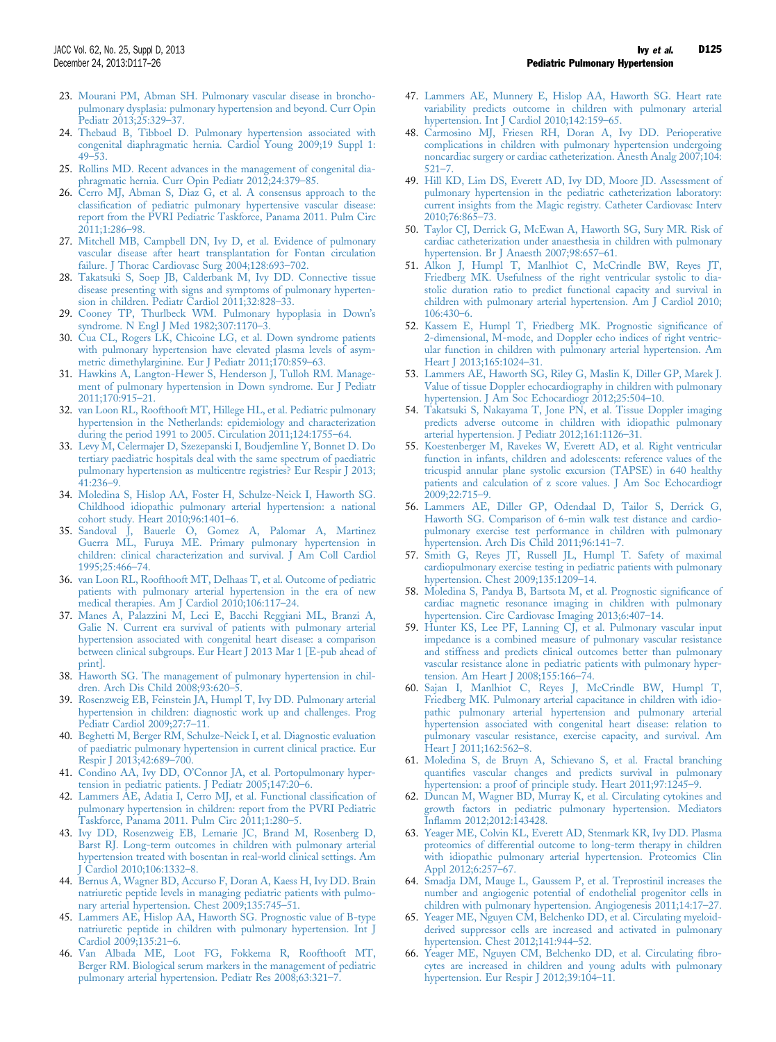23. Mourani PM, Abman SH. Pulmonary vascular disease in bronchopulmonary dysplasia: pulmonary hypertension and beyond. Curr Opin Pediatr 2013;25:329–37.
24. Thebaud B, Tibboel D. Pulmonary hypertension associated with congenital diaphragmatic hernia. Cardiol Young 2009;19 Suppl 1: 49–53.
25. Rollins MD. Recent advances in the management of congenital diaphragmatic hernia. Curr Opin Pediatr 2012;24:379–85.
26. Cerro MJ, Abman S, Diaz G, et al. A consensus approach to the classification of pediatric pulmonary hypertensive vascular disease: report from the PVRI Pediatric Taskforce, Panama 2011. Pulm Circ 2011;1:286–98.
27. Mitchell MB, Campbell DN, Ivy D, et al. Evidence of pulmonary vascular disease after heart transplantation for Fontan circulation failure. J Thorac Cardiovasc Surg 2004;128:693–702.
28. Takatsuki S, Soep JB, Calderbank M, Ivy DD. Connective tissue disease presenting with signs and symptoms of pulmonary hypertension in children. Pediatr Cardiol 2011;32:828–33.
29. Cooney TP, Thurlbeck WM. Pulmonary hypoplasia in Down's syndrome. N Engl J Med 1982;307:1170–3.
30. Cua CL, Rogers LK, Chicoine LG, et al. Down syndrome patients with pulmonary hypertension have elevated plasma levels of asymmetric dimethylarginine. Eur J Pediatr 2011;170:859–63.
31. Hawkins A, Langton-Hewer S, Henderson J, Tulloh RM. Management of pulmonary hypertension in Down syndrome. Eur J Pediatr 2011;170:915–21.
32. van Loon RL, Roofthooft MT, Hillege HL, et al. Pediatric pulmonary hypertension in the Netherlands: epidemiology and characterization during the period 1991 to 2005. Circulation 2011;124:1755–64.
33. Levy M, Celermajer D, Szezepanski I, Boudjemline Y, Bonnet D. Do tertiary paediatric hospitals deal with the same spectrum of paediatric pulmonary hypertension as multicentre registries? Eur Respir J 2013; 41:236–9.
34. Moledina S, Hislop AA, Foster H, Schulze-Neick I, Haworth SG. Childhood idiopathic pulmonary arterial hypertension: a national cohort study. Heart 2010;96:1401–6.
35. Sandoval J, Bauerle O, Gomez A, Palomar A, Martinez Guerra ML, Furuya ME. Primary pulmonary hypertension in children: clinical characterization and survival. J Am Coll Cardiol 1995;25:466–74.
36. van Loon RL, Roofthooft MT, Delhaas T, et al. Outcome of pediatric patients with pulmonary arterial hypertension in the era of new medical therapies. Am J Cardiol 2010;106:117–24.
37. Manes A, Palazzini M, Leci E, Bacchi Reggiani ML, Branzi A, Galie N. Current era survival of patients with pulmonary arterial hypertension associated with congenital heart disease: a comparison between clinical subgroups. Eur Heart J 2013 Mar 1 [E-pub ahead of print].
38. Haworth SG. The management of pulmonary hypertension in children. Arch Dis Child 2008;93:620–5.
39. Rosenzweig EB, Feinstein JA, Humpl T, Ivy DD. Pulmonary arterial hypertension in children: diagnostic work up and challenges. Prog Pediatr Cardiol 2009;27:7–11.
40. Beghetti M, Berger RM, Schulze-Neick I, et al. Diagnostic evaluation of paediatric pulmonary hypertension in current clinical practice. Eur Respir J 2013;42:689–700.
41. Condino AA, Ivy DD, O'Connor JA, et al. Portopulmonary hypertension in pediatric patients. J Pediatr 2005;147:20–6.
42. Lammers AE, Adatia I, Cerro MJ, et al. Functional classification of pulmonary hypertension in children: report from the PVRI Pediatric Taskforce, Panama 2011. Pulm Circ 2011;1:280–5.
43. Ivy DD, Rosenzweig EB, Lemarie JC, Brand M, Rosenberg D, Barst RJ. Long-term outcomes in children with pulmonary arterial hypertension treated with bosentan in real-world clinical settings. Am J Cardiol 2010;106:1332–8.
44. Bernus A, Wagner BD, Accurso F, Doran A, Kaess H, Ivy DD. Brain natriuretic peptide levels in managing pediatric patients with pulmonary arterial hypertension. Chest 2009;135:745–51.
45. Lammers AE, Hislop AA, Haworth SG. Prognostic value of B-type natriuretic peptide in children with pulmonary hypertension. Int J Cardiol 2009;135:21–6.
46. Van Albada ME, Loot FG, Fokkema R, Roofthooft MT, Berger RM. Biological serum markers in the management of pediatric pulmonary arterial hypertension. Pediatr Res 2008;63:321–7.
47. Lammers AE, Munnery E, Hislop AA, Haworth SG. Heart rate variability predicts outcome in children with pulmonary arterial hypertension. Int J Cardiol 2010;142:159–65.
48. Carmosino MJ, Friesen RH, Doran A, Ivy DD. Perioperative complications in children with pulmonary hypertension undergoing noncardiac surgery or cardiac catheterization. Anesth Analg 2007;104: 521–7.
49. Hill KD, Lim DS, Everett AD, Ivy DD, Moore JD. Assessment of pulmonary hypertension in the pediatric catheterization laboratory: current insights from the Magic registry. Catheter Cardiovasc Interv 2010;76:865–73.
50. Taylor CJ, Derrick G, McEwan A, Haworth SG, Sury MR. Risk of cardiac catheterization under anaesthesia in children with pulmonary hypertension. Br J Anaesth 2007;98:657–61.
51. Alkon J, Humpl T, Manlhiot C, McCrindle BW, Reyes JT, Friedberg MK. Usefulness of the right ventricular systolic to diastolic duration ratio to predict functional capacity and survival in children with pulmonary arterial hypertension. Am J Cardiol 2010; 106:430–6.
52. Kassem E, Humpl T, Friedberg MK. Prognostic significance of 2-dimensional, M-mode, and Doppler echo indices of right ventricular function in children with pulmonary arterial hypertension. Am Heart J 2013;165:1024–31.
53. Lammers AE, Haworth SG, Riley G, Maslin K, Diller GP, Marek J. Value of tissue Doppler echocardiography in children with pulmonary hypertension. J Am Soc Echocardiogr 2012;25:504–10.
54. Takatsuki S, Nakayama T, Jone PN, et al. Tissue Doppler imaging predicts adverse outcome in children with idiopathic pulmonary arterial hypertension. J Pediatr 2012;161:1126–31.
55. Koestenberger M, Ravekes W, Everett AD, et al. Right ventricular function in infants, children and adolescents: reference values of the tricuspid annular plane systolic excursion (TAPSE) in 640 healthy patients and calculation of z score values. J Am Soc Echocardiogr 2009;22:715–9.
56. Lammers AE, Diller GP, Odendaal D, Tailor S, Derrick G, Haworth SG. Comparison of 6-min walk test distance and cardiopulmonary exercise test performance in children with pulmonary hypertension. Arch Dis Child 2011;96:141–7.
57. Smith G, Reyes JT, Russell JL, Humpl T. Safety of maximal cardiopulmonary exercise testing in pediatric patients with pulmonary hypertension. Chest 2009;135:1209–14.
58. Moledina S, Pandya B, Bartsota M, et al. Prognostic significance of cardiac magnetic resonance imaging in children with pulmonary hypertension. Circ Cardiovasc Imaging 2013;6:407–14.
59. Hunter KS, Lee PF, Lanning CJ, et al. Pulmonary vascular input impedance is a combined measure of pulmonary vascular resistance and stiffness and predicts clinical outcomes better than pulmonary vascular resistance alone in pediatric patients with pulmonary hypertension. Am Heart J 2008;155:166–74.
60. Sajan I, Manlhiot C, Reyes J, McCrindle BW, Humpl T, Friedberg MK. Pulmonary arterial capacitance in children with idiopathic pulmonary arterial hypertension and pulmonary arterial hypertension associated with congenital heart disease: relation to pulmonary vascular resistance, exercise capacity, and survival. Am Heart J 2011;162:562–8.
61. Moledina S, de Bruyn A, Schievano S, et al. Fractal branching quantifies vascular changes and predicts survival in pulmonary hypertension: a proof of principle study. Heart 2011;97:1245–9.
62. Duncan M, Wagner BD, Murray K, et al. Circulating cytokines and growth factors in pediatric pulmonary hypertension. Mediators Inflamm 2012;2012:143428.
63. Yeager ME, Colvin KL, Everett AD, Stenmark KR, Ivy DD. Plasma proteomics of differential outcome to long-term therapy in children with idiopathic pulmonary arterial hypertension. Proteomics Clin Appl 2012;6:257–67.
64. Smadja DM, Mauge L, Gaussem P, et al. Treprostinil increases the number and angiogenic potential of endothelial progenitor cells in children with pulmonary hypertension. Angiogenesis 2011;14:17–27.
65. Yeager ME, Nguyen CM, Belchenko DD, et al. Circulating myeloid-derived suppressor cells are increased and activated in pulmonary hypertension. Chest 2012;141:944–52.
66. Yeager ME, Nguyen CM, Belchenko DD, et al. Circulating fibrocytes are increased in children and young adults with pulmonary hypertension. Eur Respir J 2012;39:104–11.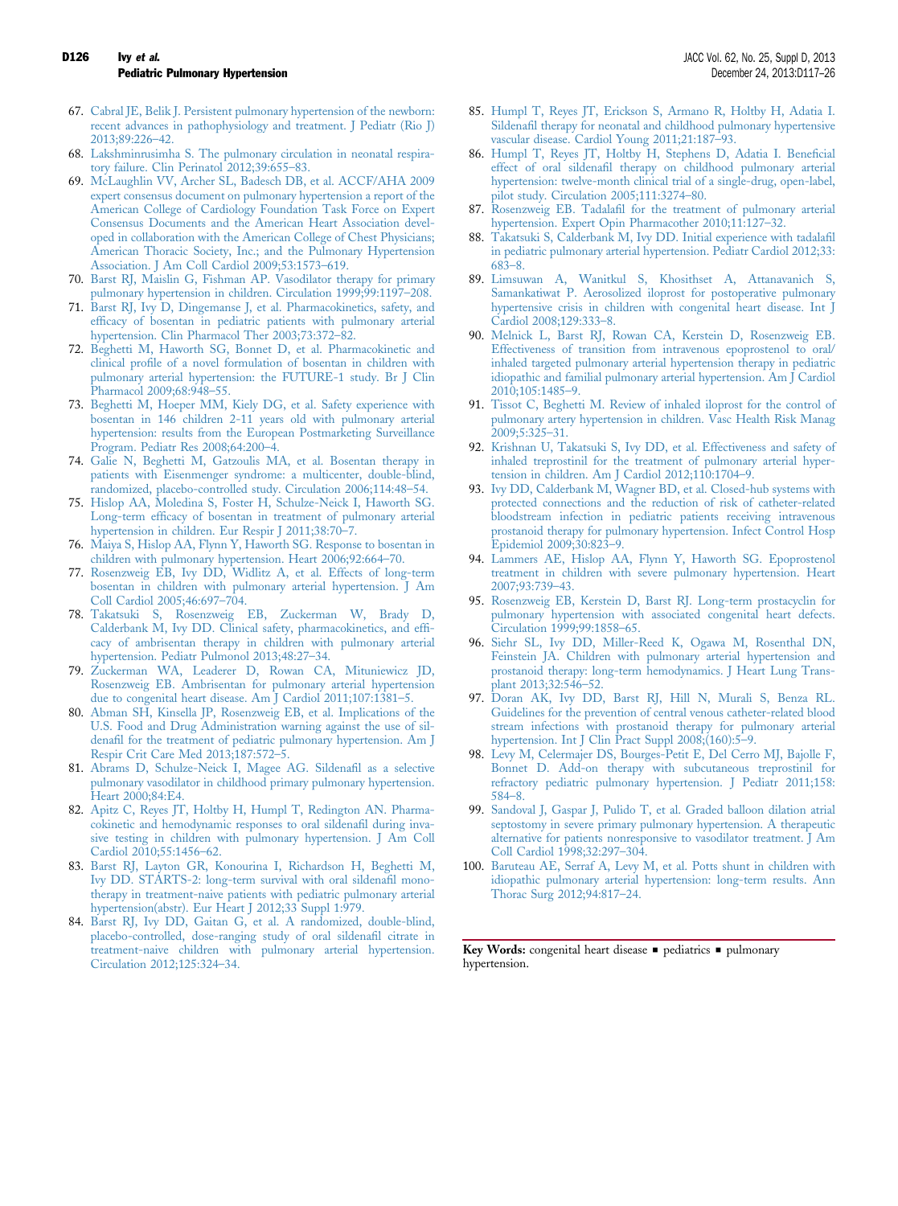67. Cabral JE, Belik J. Persistent pulmonary hypertension of the newborn: recent advances in pathophysiology and treatment. J Pediatr (Rio J) 2013;89:226–42.
68. Lakshminrusimha S. The pulmonary circulation in neonatal respiratory failure. Clin Perinatol 2012;39:655–83.
69. McLaughlin VV, Archer SL, Badesch DB, et al. ACCF/AHA 2009 expert consensus document on pulmonary hypertension a report of the American College of Cardiology Foundation Task Force on Expert Consensus Documents and the American Heart Association developed in collaboration with the American College of Chest Physicians; American Thoracic Society, Inc.; and the Pulmonary Hypertension Association. J Am Coll Cardiol 2009;53:1573–619.
70. Barst RJ, Maislin G, Fishman AP. Vasodilator therapy for primary pulmonary hypertension in children. Circulation 1999;99:1197–208.
71. Barst RJ, Ivy D, Dingemanse J, et al. Pharmacokinetics, safety, and efficacy of bosentan in pediatric patients with pulmonary arterial hypertension. Clin Pharmacol Ther 2003;73:372–82.
72. Beghetti M, Haworth SG, Bonnet D, et al. Pharmacokinetic and clinical profile of a novel formulation of bosentan in children with pulmonary arterial hypertension: the FUTURE-1 study. Br J Clin Pharmacol 2009;68:948–55.
73. Beghetti M, Hoeper MM, Kiely DG, et al. Safety experience with bosentan in 146 children 2-11 years old with pulmonary arterial hypertension: results from the European Postmarketing Surveillance Program. Pediatr Res 2008;64:200–4.
74. Galie N, Beghetti M, Gatzoulis MA, et al. Bosentan therapy in patients with Eisenmenger syndrome: a multicenter, double-blind, randomized, placebo-controlled study. Circulation 2006;114:48–54.
75. Hislop AA, Moledina S, Foster H, Schulze-Neick I, Haworth SG. Long-term efficacy of bosentan in treatment of pulmonary arterial hypertension in children. Eur Respir J 2011;38:70–7.
76. Maiya S, Hislop AA, Flynn Y, Haworth SG. Response to bosentan in children with pulmonary hypertension. Heart 2006;92:664–70.
77. Rosenzweig EB, Ivy DD, Widlitz A, et al. Effects of long-term bosentan in children with pulmonary arterial hypertension. J Am Coll Cardiol 2005;46:697–704.
78. Takatsuki S, Rosenzweig EB, Zuckerman W, Brady D, Calderbank M, Ivy DD. Clinical safety, pharmacokinetics, and efficacy of ambrisentan therapy in children with pulmonary arterial hypertension. Pediatr Pulmonol 2013;48:27–34.
79. Zuckerman WA, Leaderer D, Rowan CA, Mituniewicz JD, Rosenzweig EB. Ambrisentan for pulmonary arterial hypertension due to congenital heart disease. Am J Cardiol 2011;107:1381–5.
80. Abman SH, Kinsella JP, Rosenzweig EB, et al. Implications of the U.S. Food and Drug Administration warning against the use of sildenafil for the treatment of pediatric pulmonary hypertension. Am J Respir Crit Care Med 2013;187:572–5.
81. Abrams D, Schulze-Neick I, Magee AG. Sildenafil as a selective pulmonary vasodilator in childhood primary pulmonary hypertension. Heart 2000;84:E4.
82. Apitz C, Reyes JT, Holtby H, Humpl T, Redington AN. Pharmacokinetic and hemodynamic responses to oral sildenafil during invasive testing in children with pulmonary hypertension. J Am Coll Cardiol 2010;55:1456–62.
83. Barst RJ, Layton GR, Konourina I, Richardson H, Beghetti M, Ivy DD. STARTS-2: long-term survival with oral sildenafil monotherapy in treatment-naive patients with pediatric pulmonary arterial hypertension(abstr). Eur Heart J 2012;33 Suppl 1:979.
84. Barst RJ, Ivy DD, Gaitan G, et al. A randomized, double-blind, placebo-controlled, dose-ranging study of oral sildenafil citrate in treatment-naive children with pulmonary arterial hypertension. Circulation 2012;125:324–34.
85. Humpl T, Reyes JT, Erickson S, Armano R, Holtby H, Adatia I. Sildenafil therapy for neonatal and childhood pulmonary hypertensive vascular disease. Cardiol Young 2011;21:187–93.
86. Humpl T, Reyes JT, Holtby H, Stephens D, Adatia I. Beneficial effect of oral sildenafil therapy on childhood pulmonary arterial hypertension: twelve-month clinical trial of a single-drug, open-label, pilot study. Circulation 2005;111:3274–80.
87. Rosenzweig EB. Tadalafil for the treatment of pulmonary arterial hypertension. Expert Opin Pharmacother 2010;11:127–32.
88. Takatsuki S, Calderbank M, Ivy DD. Initial experience with tadalafil in pediatric pulmonary arterial hypertension. Pediatr Cardiol 2012;33: 683–8.
89. Limsuwan A, Wanitkul S, Khosithset A, Attanavanich S, Samankatiwat P. Aerosolized iloprost for postoperative pulmonary hypertensive crisis in children with congenital heart disease. Int J Cardiol 2008;129:333–8.
90. Melnick L, Barst RJ, Rowan CA, Kerstein D, Rosenzweig EB. Effectiveness of transition from intravenous epoprostenol to oral/inhaled targeted pulmonary arterial hypertension therapy in pediatric idiopathic and familial pulmonary arterial hypertension. Am J Cardiol 2010;105:1485–9.
91. Tissot C, Beghetti M. Review of inhaled iloprost for the control of pulmonary artery hypertension in children. Vasc Health Risk Manag 2009;5:325–31.
92. Krishnan U, Takatsuki S, Ivy DD, et al. Effectiveness and safety of inhaled treprostinil for the treatment of pulmonary arterial hypertension in children. Am J Cardiol 2012;110:1704–9.
93. Ivy DD, Calderbank M, Wagner BD, et al. Closed-hub systems with protected connections and the reduction of risk of catheter-related bloodstream infection in pediatric patients receiving intravenous prostanoid therapy for pulmonary hypertension. Infect Control Hosp Epidemiol 2009;30:823–9.
94. Lammers AE, Hislop AA, Flynn Y, Haworth SG. Epoprostenol treatment in children with severe pulmonary hypertension. Heart 2007;93:739–43.
95. Rosenzweig EB, Kerstein D, Barst RJ. Long-term prostacyclin for pulmonary hypertension with associated congenital heart defects. Circulation 1999;99:1858–65.
96. Siehr SL, Ivy DD, Miller-Reed K, Ogawa M, Rosenthal DN, Feinstein JA. Children with pulmonary arterial hypertension and prostanoid therapy: long-term hemodynamics. J Heart Lung Transplant 2013;32:546–52.
97. Doran AK, Ivy DD, Barst RJ, Hill N, Murali S, Benza RL. Guidelines for the prevention of central venous catheter-related blood stream infections with prostanoid therapy for pulmonary arterial hypertension. Int J Clin Pract Suppl 2008;(160):5–9.
98. Levy M, Celermajer DS, Bourges-Petit E, Del Cerro MJ, Bajolle F, Bonnet D. Add-on therapy with subcutaneous treprostinil for refractory pediatric pulmonary hypertension. J Pediatr 2011;158: 584–8.
99. Sandoval J, Gaspar J, Pulido T, et al. Graded balloon dilation atrial septostomy in severe primary pulmonary hypertension. A therapeutic alternative for patients nonresponsive to vasodilator treatment. J Am Coll Cardiol 1998;32:297–304.
100. Baruteau AE, Serraf A, Levy M, et al. Potts shunt in children with idiopathic pulmonary arterial hypertension: long-term results. Ann Thorac Surg 2012;94:817–24.

**Key Words:** congenital heart disease ▪ pediatrics ▪ pulmonary hypertension.